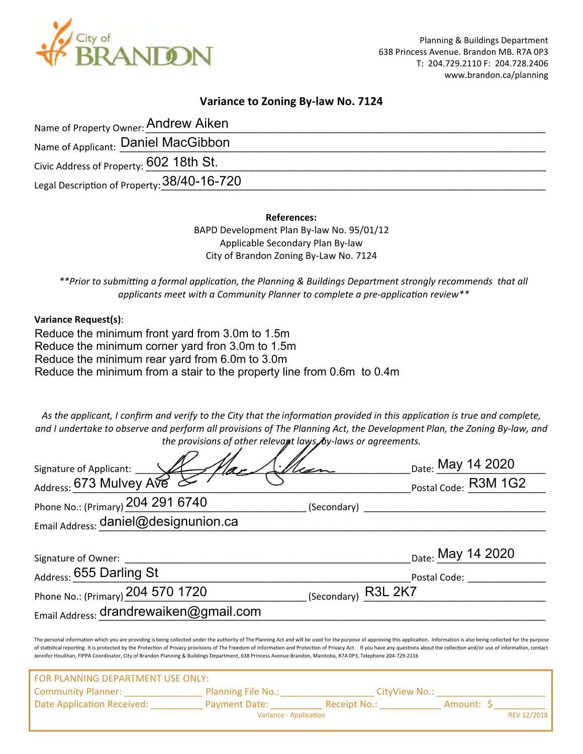City of BRANDON

Planning & Buildings Department
638 Princess Avenue. Brandon MB. R7A 0P3
T: 204.729.2110 F: 204.728.2406
www.brandon.ca/planning

## Variance to Zoning By-law No. 7124

Name of Property Owner: Andrew Aiken

Name of Applicant: Daniel MacGibbon

Civic Address of Property: 602 18th St.

Legal Description of Property: 38/40-16-720

**References:**

BAPD Development Plan By-law No. 95/01/12
Applicable Secondary Plan By-law
City of Brandon Zoning By-Law No. 7124

*\*\*Prior to submitting a formal application, the Planning & Buildings Department strongly recommends that all applicants meet with a Community Planner to complete a pre-application review\*\**

**Variance Request(s)**:

Reduce the minimum front yard from 3.0m to 1.5m
Reduce the minimum corner yard fron 3.0m to 1.5m
Reduce the minimum rear yard from 6.0m to 3.0m
Reduce the minimum from a stair to the property line from 0.6m to 0.4m

*As the applicant, I confirm and verify to the City that the information provided in this application is true and complete, and I undertake to observe and perform all provisions of The Planning Act, the Development Plan, the Zoning By-law, and the provisions of other relevant laws, by-laws or agreements.*

Signature of Applicant: [signature] Date: May 14 2020

Address: 673 Mulvey Ave Postal Code: R3M 1G2

Phone No.: (Primary) 204 291 6740 (Secondary) ____________

Email Address: daniel@designunion.ca

Signature of Owner: ____________ Date: May 14 2020

Address: 655 Darling St Postal Code: ____________

Phone No.: (Primary) 204 570 1720 (Secondary) R3L 2K7

Email Address: drandrewaiken@gmail.com

The personal information which you are providing is being collected under the authority of The Planning Act and will be used for the purpose of approving this application. Information is also being collected for the purpose of statistical reporting. It is protected by the Protection of Privacy provisions of The Freedom of Information and Protection of Privacy Act. If you have any questions about the collection and/or use of information, contact Jennifer Houlihan, FIPPA Coordinator, City of Brandon Planning & Buildings Department, 638 Princess Avenue Brandon, Manitoba, R7A 0P3, Telephone 204-729-2116

FOR PLANNING DEPARTMENT USE ONLY:

Community Planner: ____________ Planning File No.: ____________ CityView No.: ____________

Date Application Received: ____________ Payment Date: ____________ Receipt No.: ____________ Amount: $ ____________

Variance - Application REV 12/2018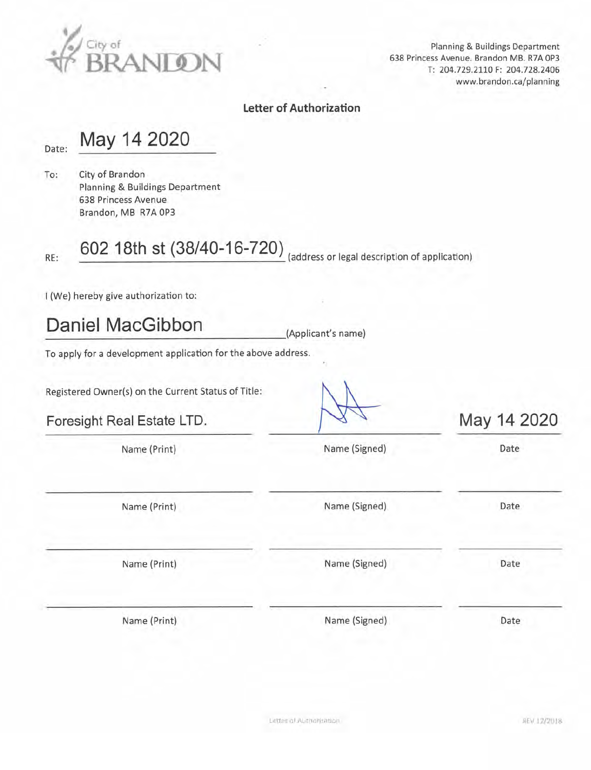City of BRANDON

Planning & Buildings Department
638 Princess Avenue. Brandon MB. R7A 0P3
T: 204.729.2110 F: 204.728.2406
www.brandon.ca/planning

## Letter of Authorization

Date: May 14 2020

To: City of Brandon
Planning & Buildings Department
638 Princess Avenue
Brandon, MB R7A 0P3

RE: 602 18th st (38/40-16-720) (address or legal description of application)

I (We) hereby give authorization to:

Daniel MacGibbon (Applicant's name)

To apply for a development application for the above address.

Registered Owner(s) on the Current Status of Title:

| Name (Print) | Name (Signed) | Date |
| --- | --- | --- |
| Foresight Real Estate LTD. | [signature] | May 14 2020 |
| | | |
| | | |
| | | |

Letter of Authorization REV 12/2018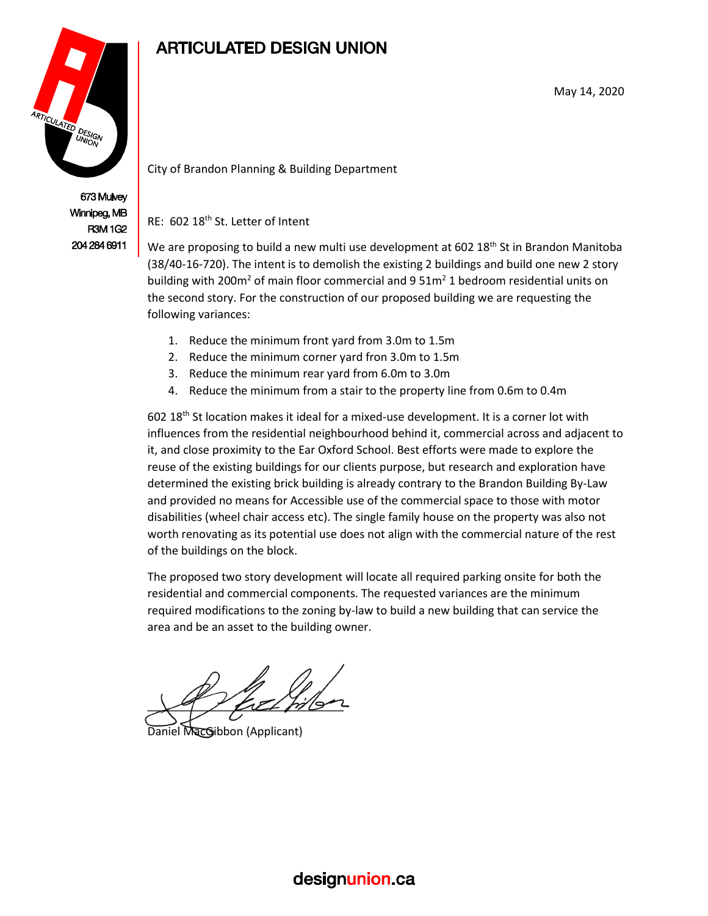# ARTICULATED DESIGN UNION

673 Mulvey
Winnipeg, MB
R3M 1G2
204 284 6911

May 14, 2020

City of Brandon Planning & Building Department

RE: 602 18th St. Letter of Intent

We are proposing to build a new multi use development at 602 18th St in Brandon Manitoba (38/40-16-720). The intent is to demolish the existing 2 buildings and build one new 2 story building with 200m$^2$ of main floor commercial and 9 51m$^2$ 1 bedroom residential units on the second story. For the construction of our proposed building we are requesting the following variances:

1. Reduce the minimum front yard from 3.0m to 1.5m
2. Reduce the minimum corner yard fron 3.0m to 1.5m
3. Reduce the minimum rear yard from 6.0m to 3.0m
4. Reduce the minimum from a stair to the property line from 0.6m to 0.4m

602 18th St location makes it ideal for a mixed-use development. It is a corner lot with influences from the residential neighbourhood behind it, commercial across and adjacent to it, and close proximity to the Ear Oxford School. Best efforts were made to explore the reuse of the existing buildings for our clients purpose, but research and exploration have determined the existing brick building is already contrary to the Brandon Building By-Law and provided no means for Accessible use of the commercial space to those with motor disabilities (wheel chair access etc). The single family house on the property was also not worth renovating as its potential use does not align with the commercial nature of the rest of the buildings on the block.

The proposed two story development will locate all required parking onsite for both the residential and commercial components. The requested variances are the minimum required modifications to the zoning by-law to build a new building that can service the area and be an asset to the building owner.

Daniel MacGibbon (Applicant)

designunion.ca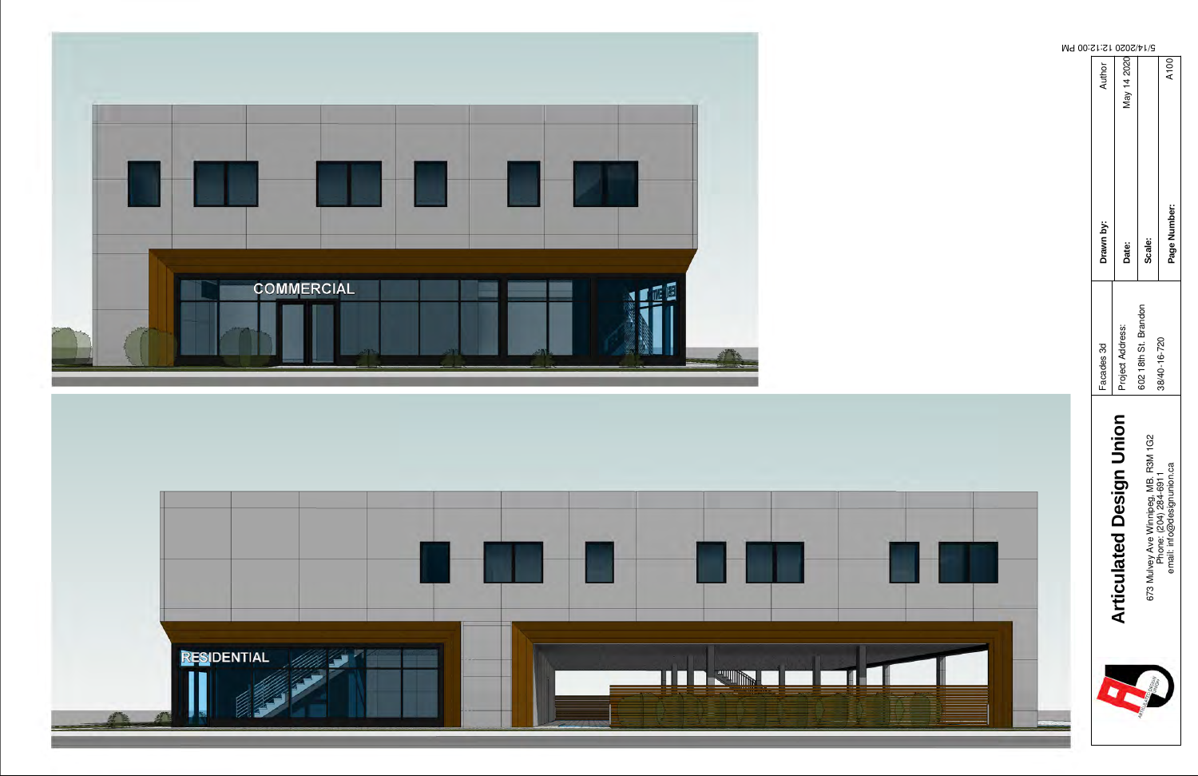COMMERCIAL

RESIDENTIAL

**Articulated Design Union**

673 Mulvey Ave Winnipeg, MB, R3M 1G2
Phone: (204) 284-6911
email: info@designunion.ca

Facades 3d

Project Address:

602 18th St. Brandon

38/40-16-720

| | |
|---|---|
| **Drawn by:** | Author |
| **Date:** | May 14 2020 |
| **Scale:** | |
| **Page Number:** | A100 |

5/14/2020 12:12:00 PM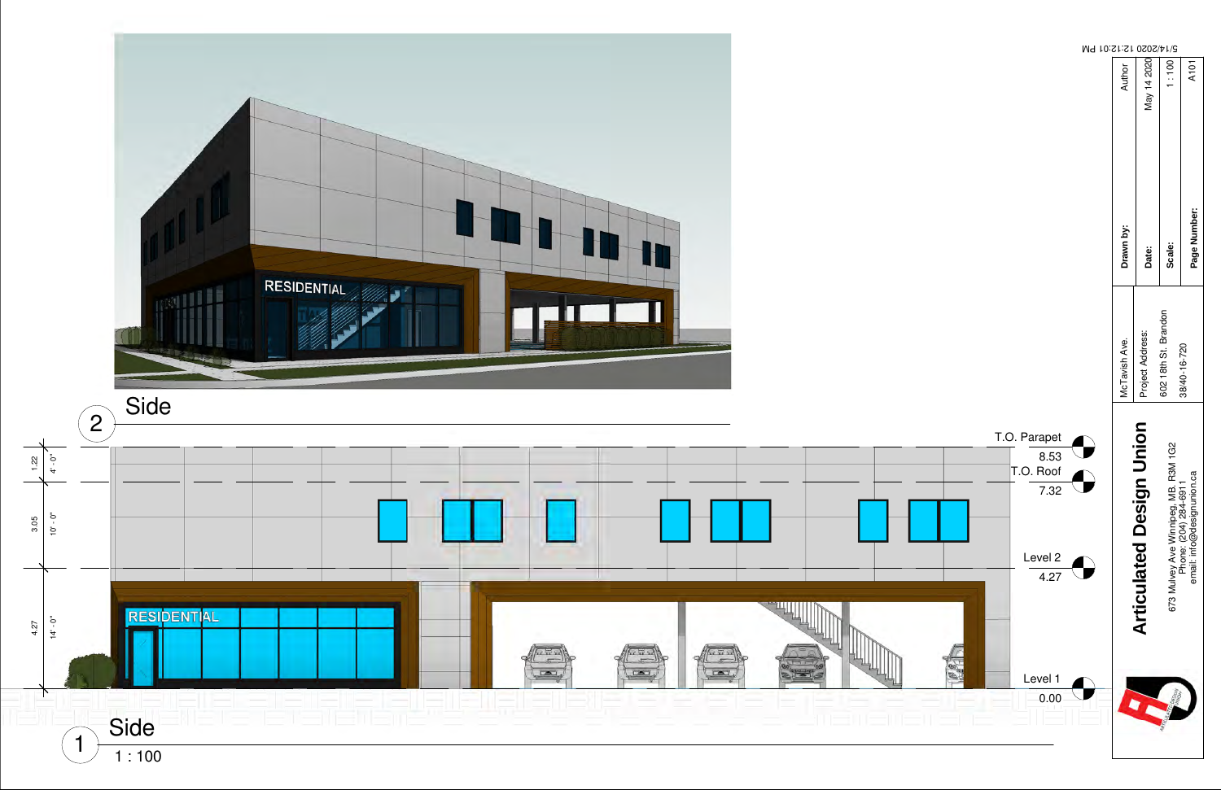RESIDENTIAL

## 2 Side

| Elevation | Height |
| --- | --- |
| T.O. Parapet | 8.53 |
| T.O. Roof | 7.32 |
| Level 2 | 4.27 |
| Level 1 | 0.00 |

1.22 4' - 0"

3.05 10' - 0"

4.27 14' - 0"

RESIDENTIAL

## 1 Side

1 : 100

**Articulated Design Union**

673 Mulvey Ave Winnipeg, MB, R3M 1G2
Phone: (204) 284-6911
email: info@designunion.ca

McTavish Ave.

Project Address:

602 18th St. Brandon

38/40-16-720

| | |
| --- | --- |
| **Drawn by:** | Author |
| **Date:** | May 14 2020 |
| **Scale:** | 1 : 100 |
| **Page Number:** | A101 |

5/14/2020 12:12:01 PM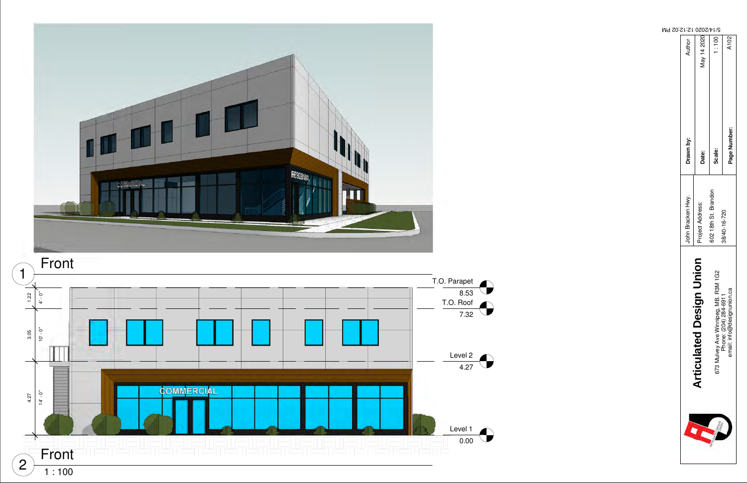## 1 Front

## 2 Front

1 : 100

| Level | Elevation |
|---|---|
| T.O. Parapet | 8.53 |
| T.O. Roof | 7.32 |
| Level 2 | 4.27 |
| Level 1 | 0.00 |

Dimensions: 1.22 (4' - 0"), 3.05 (10' - 0"), 4.27 (14' - 0")

COMMERCIAL

**Articulated Design Union**

673 Mulvey Ave Winnipeg, MB, R3M 1G2
Phone: (204) 284-6911
email: info@designunion.ca

John Bracken Hwy.

Project Address:
602 18th St. Brandon
38/40-16-720

| | |
|---|---|
| **Drawn by:** | Author |
| **Date:** | May 14 2020 |
| **Scale:** | 1 : 100 |
| **Page Number:** | A102 |

5/14/2020 12:12:02 PM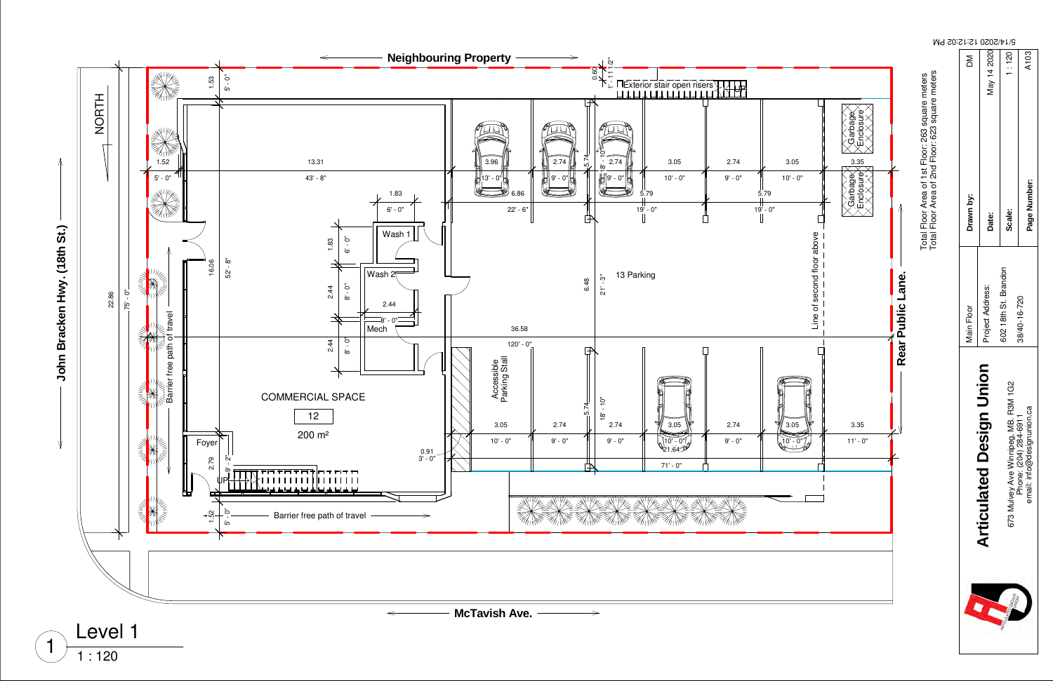# Level 1

1 : 120

Neighbouring Property

John Bracken Hwy. (18th St.)

McTavish Ave.

Rear Public Lane.

NORTH

COMMERCIAL SPACE

12

200 m²

Wash 1

Wash 2

Mech

Foyer

UP

13 Parking

Accessible Parking Stall

Garbage Enclosure

Garbage Enclosure

Exterior stair open risers

UP

Line of second floor above

Barrier free path of travel

Barrier free path of travel

1.53 5' - 0"

1.52 5' - 0"

13.31 43' - 8"

1.83 6' - 0"

1.83 6' - 0"

2.44 8' - 0"

2.44 8' - 0"

2.44 8' - 0"

16.06 52' - 8"

22.86 75' - 0"

2.79 9' - 2"

1.52 5' - 0"

0.91 3' - 0"

0.60 1' - 11 1/2"

36.58 120' - 0"

6.86 22' - 6"

5.79 19' - 0"

5.79 19' - 0"

5.74 18' - 10"

5.74 18' - 10"

6.48 21' - 3"

21.64 71' - 0"

3.96 13' - 0"

2.74 9' - 0"

2.74 9' - 0"

3.05 10' - 0"

2.74 9' - 0"

3.05 10' - 0"

3.35

3.05 10' - 0"

2.74 9' - 0"

2.74 9' - 0"

3.05 10' - 0"

2.74 9' - 0"

3.05 10' - 0"

3.35 11' - 0"

Total Floor Area of 1st Floor: 263 square meters
Total Floor Area of 2nd Floor: 623 square meters

| | | |
|---|---|---|
| **Articulated Design Union** 673 Mulvey Ave Winnipeg, MB. R3M 1G2 Phone: (204) 284-6911 email: info@designunion.ca | Main Floor | |
| | Project Address: 602 18th St. Brandon 38/40-16-720 | |
| Drawn by: | DM | |
| Date: | May 14 2020 | |
| Scale: | 1 : 120 | |
| Page Number: | A103 | |

5/14/2020 12:12:02 PM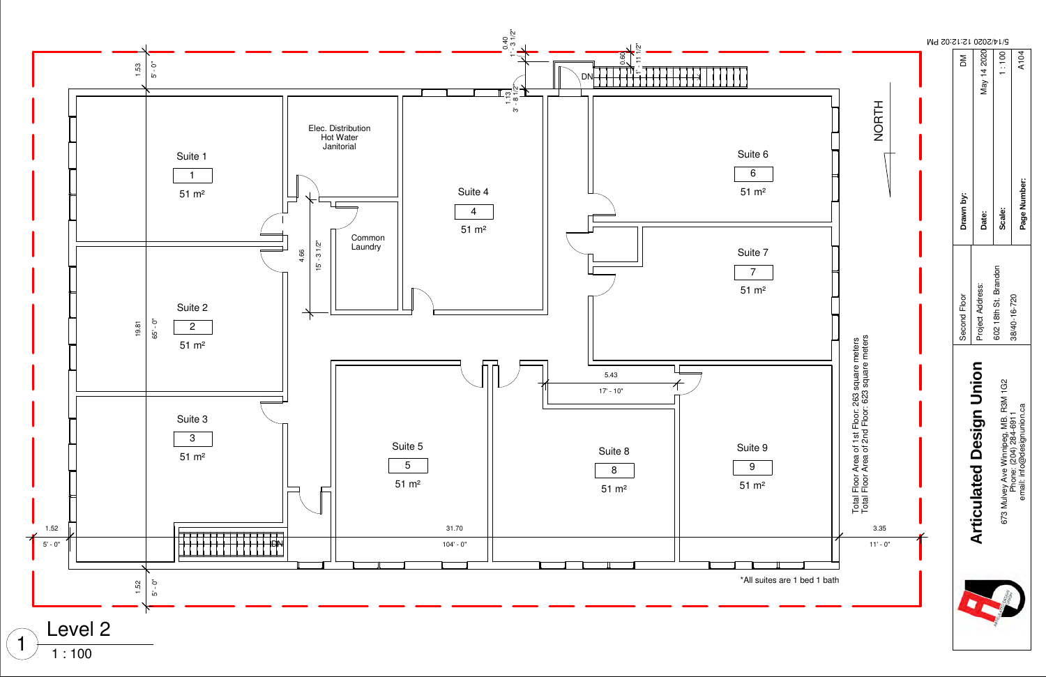Suite 1

1

51 m²

Elec. Distribution
Hot Water
Janitorial

Suite 4

4

51 m²

Suite 6

6

51 m²

Common
Laundry

Suite 7

7

51 m²

Suite 2

2

51 m²

Suite 3

3

51 m²

Suite 5

5

51 m²

Suite 8

8

51 m²

Suite 9

9

51 m²

DN

DN

NORTH

1.53 5' - 0"

0.40 1' - 3 1/2"

0.60 1' - 11 1/2"

1.13 3' - 8 1/2"

4.66 15' - 3 1/2"

19.81 65' - 0"

5.43 17' - 10"

1.52 5' - 0"

31.70 104' - 0"

3.35 11' - 0"

1.52 5' - 0"

Total Floor Area of 1st Floor: 263 square meters
Total Floor Area of 2nd Floor: 623 square meters

*All suites are 1 bed 1 bath

# 1 Level 2

1 : 100

| Second Floor | Drawn by: | DM |
|---|---|---|
| Project Address: | Date: | May 14 2020 |
| 602 18th St. Brandon | Scale: | 1 : 100 |
| 38/40-16-720 | Page Number: | A104 |

**Articulated Design Union**

673 Mulvey Ave Winnipeg, MB, R3M 1G2
Phone: (204) 284-6911
email: info@designunion.ca

5/14/2020 12:12:02 PM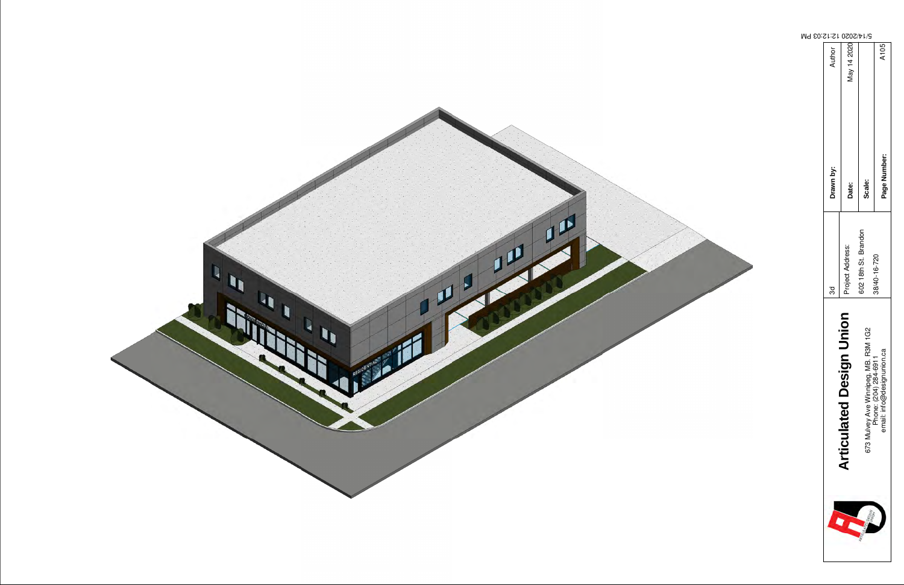5/14/2020 12:12:03 PM

**Articulated Design Union**

673 Mulvey Ave Winnipeg, MB, R3M 1G2
Phone: (204) 284-6911
email: info@designunion.ca

3d

Project Address:
602 18th St. Brandon
38/40-16-720

| | |
|---|---|
| **Drawn by:** | Author |
| **Date:** | May 14 2020 |
| **Scale:** | |
| **Page Number:** | A105 |